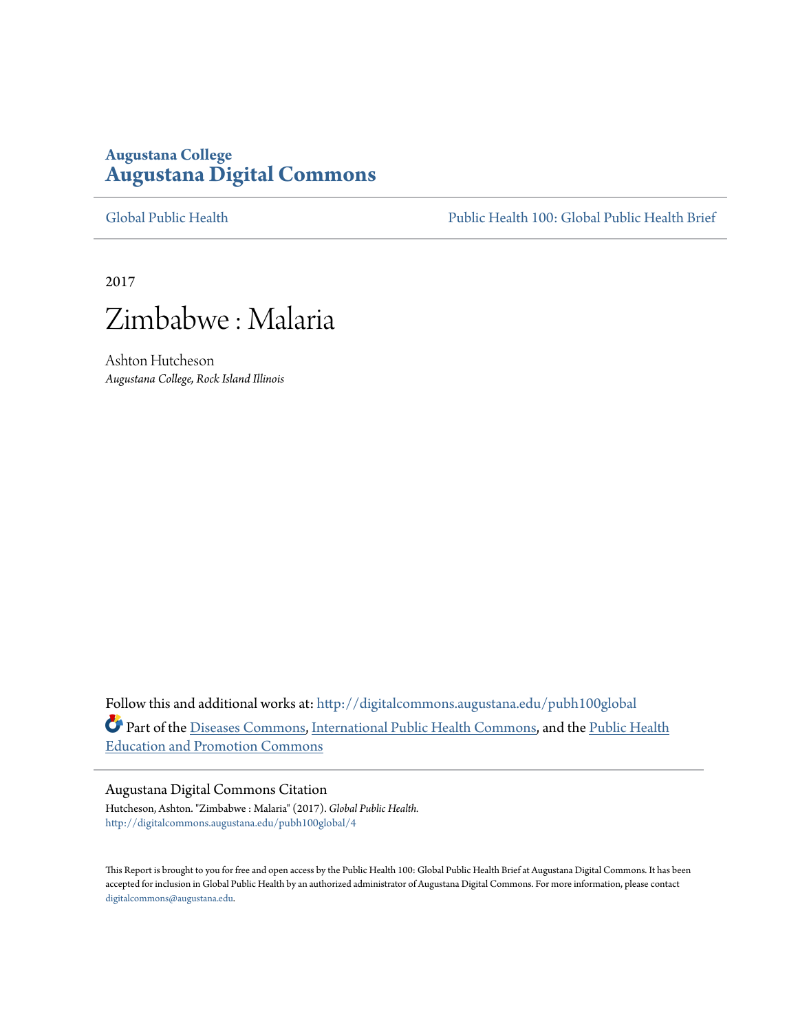**Augustana College**
# Augustana Digital Commons

Global Public Health | Public Health 100: Global Public Health Brief

2017

# Zimbabwe : Malaria

Ashton Hutcheson
*Augustana College, Rock Island Illinois*

Follow this and additional works at: http://digitalcommons.augustana.edu/pubh100global

Part of the Diseases Commons, International Public Health Commons, and the Public Health Education and Promotion Commons

## Augustana Digital Commons Citation

Hutcheson, Ashton. "Zimbabwe : Malaria" (2017). *Global Public Health.*
http://digitalcommons.augustana.edu/pubh100global/4

This Report is brought to you for free and open access by the Public Health 100: Global Public Health Brief at Augustana Digital Commons. It has been accepted for inclusion in Global Public Health by an authorized administrator of Augustana Digital Commons. For more information, please contact digitalcommons@augustana.edu.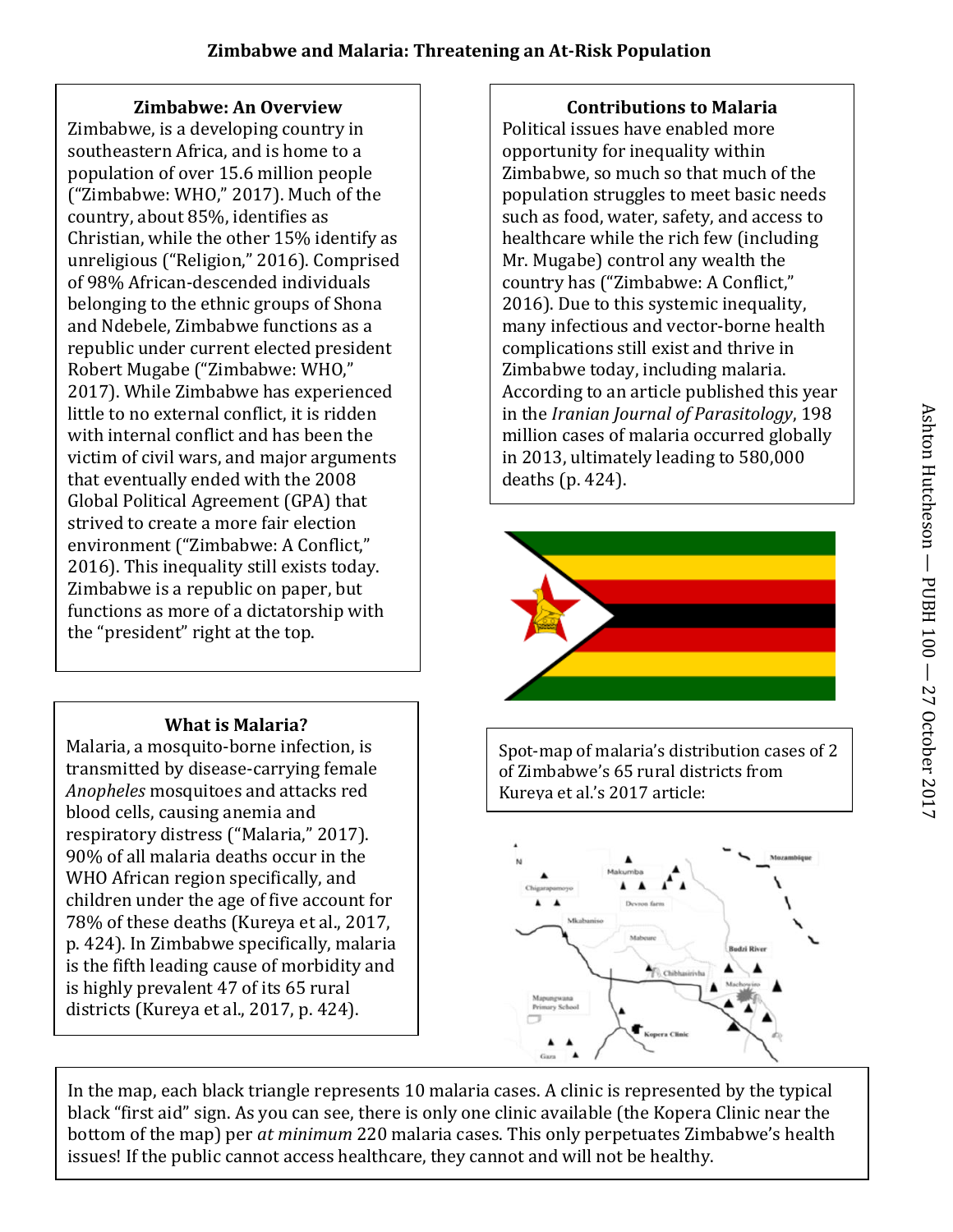# Zimbabwe and Malaria: Threatening an At-Risk Population

### Zimbabwe: An Overview

Zimbabwe, is a developing country in southeastern Africa, and is home to a population of over 15.6 million people ("Zimbabwe: WHO," 2017). Much of the country, about 85%, identifies as Christian, while the other 15% identify as unreligious ("Religion," 2016). Comprised of 98% African-descended individuals belonging to the ethnic groups of Shona and Ndebele, Zimbabwe functions as a republic under current elected president Robert Mugabe ("Zimbabwe: WHO," 2017). While Zimbabwe has experienced little to no external conflict, it is ridden with internal conflict and has been the victim of civil wars, and major arguments that eventually ended with the 2008 Global Political Agreement (GPA) that strived to create a more fair election environment ("Zimbabwe: A Conflict," 2016). This inequality still exists today. Zimbabwe is a republic on paper, but functions as more of a dictatorship with the "president" right at the top.

### What is Malaria?

Malaria, a mosquito-borne infection, is transmitted by disease-carrying female *Anopheles* mosquitoes and attacks red blood cells, causing anemia and respiratory distress ("Malaria," 2017). 90% of all malaria deaths occur in the WHO African region specifically, and children under the age of five account for 78% of these deaths (Kureya et al., 2017, p. 424). In Zimbabwe specifically, malaria is the fifth leading cause of morbidity and is highly prevalent 47 of its 65 rural districts (Kureya et al., 2017, p. 424).

### Contributions to Malaria

Political issues have enabled more opportunity for inequality within Zimbabwe, so much so that much of the population struggles to meet basic needs such as food, water, safety, and access to healthcare while the rich few (including Mr. Mugabe) control any wealth the country has ("Zimbabwe: A Conflict," 2016). Due to this systemic inequality, many infectious and vector-borne health complications still exist and thrive in Zimbabwe today, including malaria. According to an article published this year in the *Iranian Journal of Parasitology*, 198 million cases of malaria occurred globally in 2013, ultimately leading to 580,000 deaths (p. 424).

Spot-map of malaria's distribution cases of 2 of Zimbabwe's 65 rural districts from Kureya et al.'s 2017 article:

In the map, each black triangle represents 10 malaria cases. A clinic is represented by the typical black "first aid" sign. As you can see, there is only one clinic available (the Kopera Clinic near the bottom of the map) per *at minimum* 220 malaria cases. This only perpetuates Zimbabwe's health issues! If the public cannot access healthcare, they cannot and will not be healthy.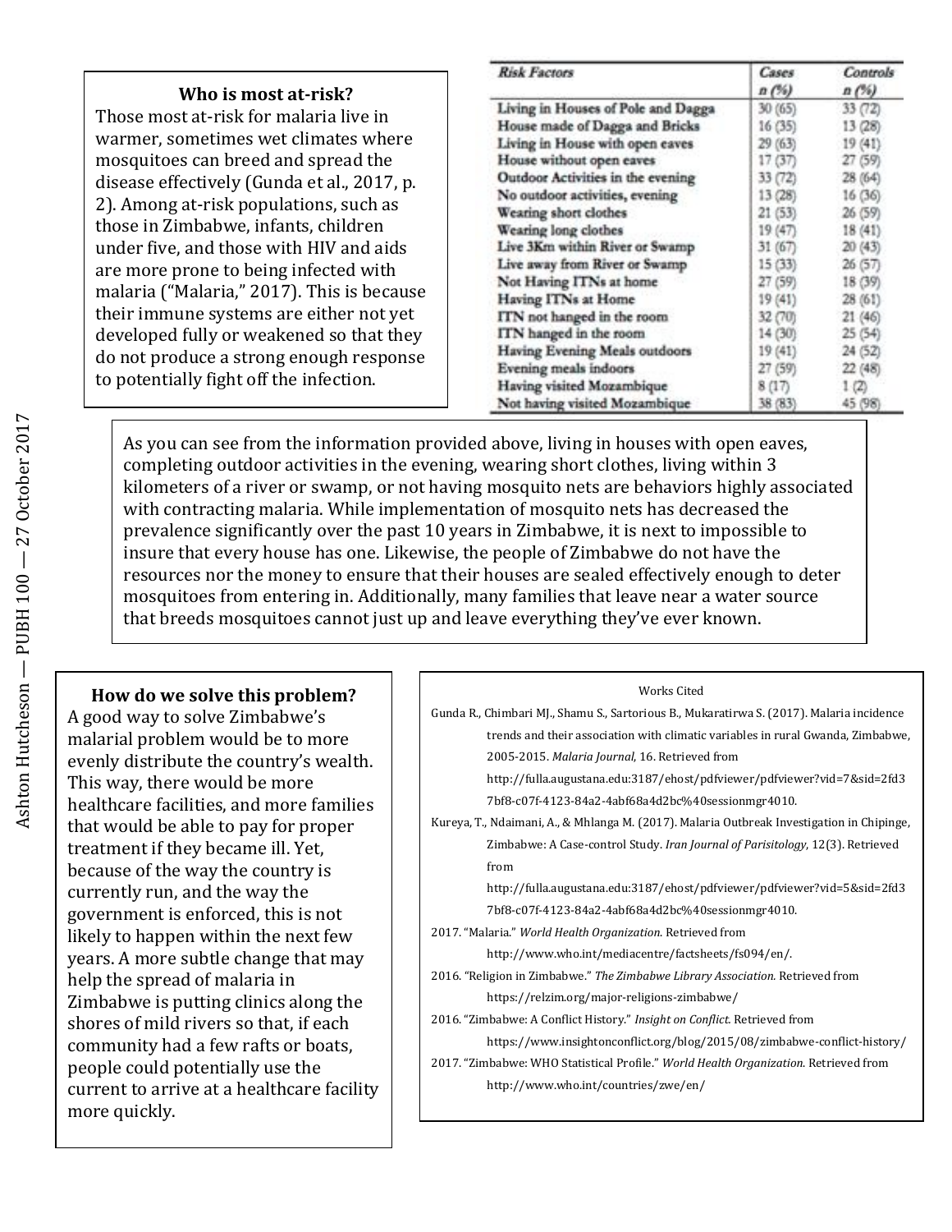### Who is most at-risk?

Those most at-risk for malaria live in warmer, sometimes wet climates where mosquitoes can breed and spread the disease effectively (Gunda et al., 2017, p. 2). Among at-risk populations, such as those in Zimbabwe, infants, children under five, and those with HIV and aids are more prone to being infected with malaria ("Malaria," 2017). This is because their immune systems are either not yet developed fully or weakened so that they do not produce a strong enough response to potentially fight off the infection.

| *Risk Factors* | *Cases* *n (%)* | *Controls* *n (%)* |
|---|---|---|
| Living in Houses of Pole and Dagga | 30 (65) | 33 (72) |
| House made of Dagga and Bricks | 16 (35) | 13 (28) |
| Living in House with open eaves | 29 (63) | 19 (41) |
| House without open eaves | 17 (37) | 27 (59) |
| Outdoor Activities in the evening | 33 (72) | 28 (64) |
| No outdoor activities, evening | 13 (28) | 16 (36) |
| Wearing short clothes | 21 (53) | 26 (59) |
| Wearing long clothes | 19 (47) | 18 (41) |
| Live 3Km within River or Swamp | 31 (67) | 20 (43) |
| Live away from River or Swamp | 15 (33) | 26 (57) |
| Not Having ITNs at home | 27 (59) | 18 (39) |
| Having ITNs at Home | 19 (41) | 28 (61) |
| ITN not hanged in the room | 32 (70) | 21 (46) |
| ITN hanged in the room | 14 (30) | 25 (54) |
| Having Evening Meals outdoors | 19 (41) | 24 (52) |
| Evening meals indoors | 27 (59) | 22 (48) |
| Having visited Mozambique | 8 (17) | 1 (2) |
| Not having visited Mozambique | 38 (83) | 45 (98) |

As you can see from the information provided above, living in houses with open eaves, completing outdoor activities in the evening, wearing short clothes, living within 3 kilometers of a river or swamp, or not having mosquito nets are behaviors highly associated with contracting malaria. While implementation of mosquito nets has decreased the prevalence significantly over the past 10 years in Zimbabwe, it is next to impossible to insure that every house has one. Likewise, the people of Zimbabwe do not have the resources nor the money to ensure that their houses are sealed effectively enough to deter mosquitoes from entering in. Additionally, many families that leave near a water source that breeds mosquitoes cannot just up and leave everything they've ever known.

### How do we solve this problem?

A good way to solve Zimbabwe's malarial problem would be to more evenly distribute the country's wealth. This way, there would be more healthcare facilities, and more families that would be able to pay for proper treatment if they became ill. Yet, because of the way the country is currently run, and the way the government is enforced, this is not likely to happen within the next few years. A more subtle change that may help the spread of malaria in Zimbabwe is putting clinics along the shores of mild rivers so that, if each community had a few rafts or boats, people could potentially use the current to arrive at a healthcare facility more quickly.

Works Cited

Gunda R., Chimbari MJ., Shamu S., Sartorious B., Mukaratirwa S. (2017). Malaria incidence trends and their association with climatic variables in rural Gwanda, Zimbabwe, 2005-2015. *Malaria Journal*, 16. Retrieved from http://fulla.augustana.edu:3187/ehost/pdfviewer/pdfviewer?vid=7&sid=2fd37bf8-c07f-4123-84a2-4abf68a4d2bc%40sessionmgr4010.

Kureya, T., Ndaimani, A., & Mhlanga M. (2017). Malaria Outbreak Investigation in Chipinge, Zimbabwe: A Case-control Study. *Iran Journal of Parisitology*, 12(3). Retrieved from http://fulla.augustana.edu:3187/ehost/pdfviewer/pdfviewer?vid=5&sid=2fd37bf8-c07f-4123-84a2-4abf68a4d2bc%40sessionmgr4010.

2017. "Malaria." *World Health Organization.* Retrieved from http://www.who.int/mediacentre/factsheets/fs094/en/.

2016. "Religion in Zimbabwe." *The Zimbabwe Library Association.* Retrieved from https://relzim.org/major-religions-zimbabwe/

2016. "Zimbabwe: A Conflict History." *Insight on Conflict.* Retrieved from https://www.insightonconflict.org/blog/2015/08/zimbabwe-conflict-history/

2017. "Zimbabwe: WHO Statistical Profile." *World Health Organization.* Retrieved from http://www.who.int/countries/zwe/en/